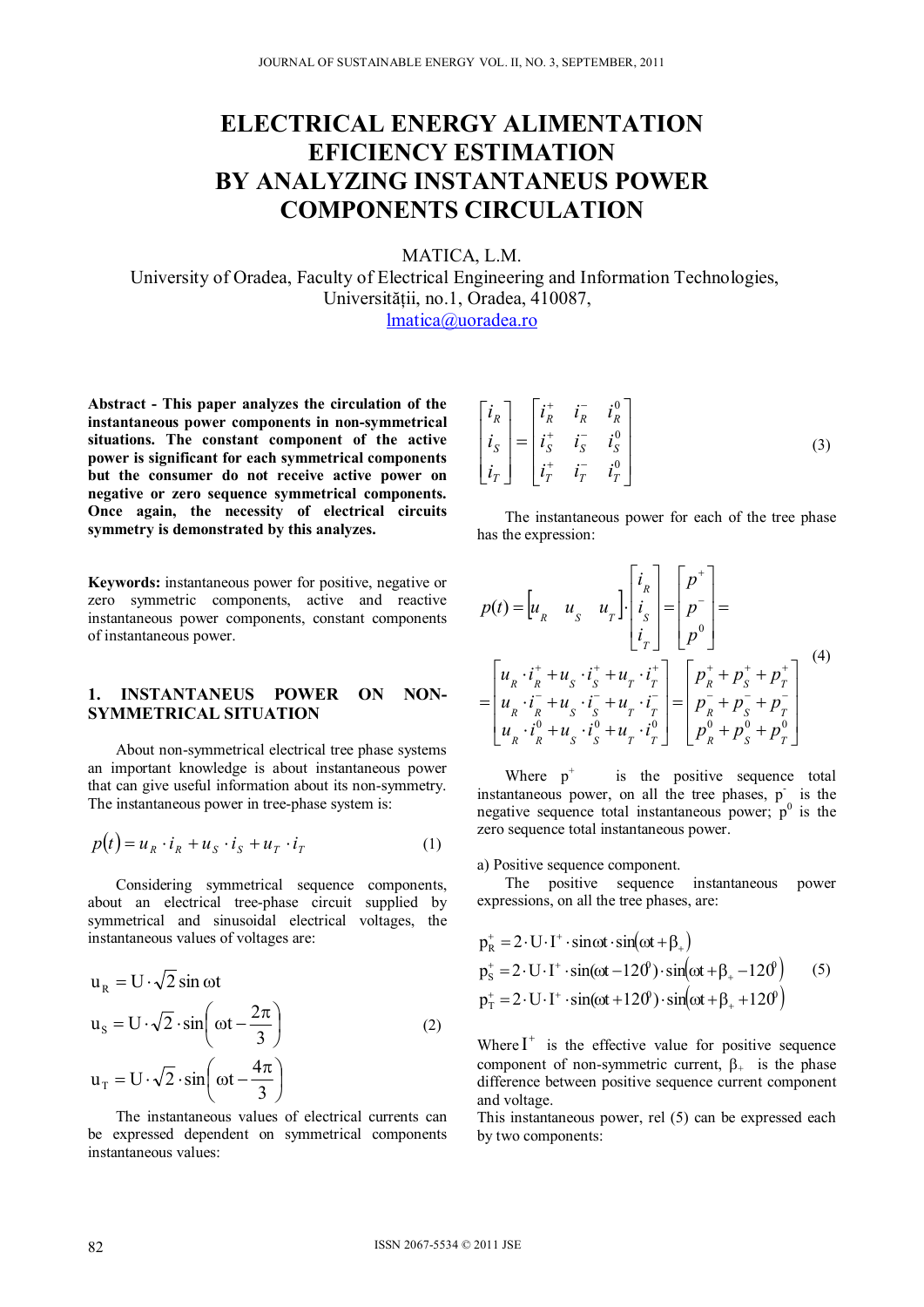# ELECTRICAL ENERGY ALIMENTATION EFICIENCY ESTIMATION BY ANALYZING INSTANTANEUS POWER COMPONENTS CIRCULATION

MATICA, L.M.

University of Oradea, Faculty of Electrical Engineering and Information Technologies, Universității, no.1, Oradea, 410087,
lmatica@uoradea.ro

**Abstract - This paper analyzes the circulation of the instantaneous power components in non-symmetrical situations. The constant component of the active power is significant for each symmetrical components but the consumer do not receive active power on negative or zero sequence symmetrical components. Once again, the necessity of electrical circuits symmetry is demonstrated by this analyzes.**

**Keywords:** instantaneous power for positive, negative or zero symmetric components, active and reactive instantaneous power components, constant components of instantaneous power.

## 1. INSTANTANEUS POWER ON NON-SYMMETRICAL SITUATION

About non-symmetrical electrical tree phase systems an important knowledge is about instantaneous power that can give useful information about its non-symmetry. The instantaneous power in tree-phase system is:

$$p(t) = u_R \cdot i_R + u_S \cdot i_S + u_T \cdot i_T \tag{1}$$

Considering symmetrical sequence components, about an electrical tree-phase circuit supplied by symmetrical and sinusoidal electrical voltages, the instantaneous values of voltages are:

$$\begin{aligned} u_R &= U \cdot \sqrt{2} \sin \omega t \\ u_S &= U \cdot \sqrt{2} \cdot \sin\left(\omega t - \frac{2\pi}{3}\right) \\ u_T &= U \cdot \sqrt{2} \cdot \sin\left(\omega t - \frac{4\pi}{3}\right) \end{aligned} \tag{2}$$

The instantaneous values of electrical currents can be expressed dependent on symmetrical components instantaneous values:

$$\begin{bmatrix} i_R \\ i_S \\ i_T \end{bmatrix} = \begin{bmatrix} i_R^+ & i_R^- & i_R^0 \\ i_S^+ & i_S^- & i_S^0 \\ i_T^+ & i_T^- & i_T^0 \end{bmatrix} \tag{3}$$

The instantaneous power for each of the tree phase has the expression:

$$p(t) = \begin{bmatrix} u_R & u_S & u_T \end{bmatrix} \cdot \begin{bmatrix} i_R \\ i_S \\ i_T \end{bmatrix} = \begin{bmatrix} p^+ \\ p^- \\ p^0 \end{bmatrix} = \tag{4}$$

$$= \begin{bmatrix} u_R \cdot i_R^+ + u_S \cdot i_S^+ + u_T \cdot i_T^+ \\ u_R \cdot i_R^- + u_S \cdot i_S^- + u_T \cdot i_T^- \\ u_R \cdot i_R^0 + u_S \cdot i_S^0 + u_T \cdot i_T^0 \end{bmatrix} = \begin{bmatrix} p_R^+ + p_S^+ + p_T^+ \\ p_R^- + p_S^- + p_T^- \\ p_R^0 + p_S^0 + p_T^0 \end{bmatrix}$$

Where $p^+$ is the positive sequence total instantaneous power, on all the tree phases, $p^-$ is the negative sequence total instantaneous power; $p^0$ is the zero sequence total instantaneous power.

a) Positive sequence component.

The positive sequence instantaneous power expressions, on all the tree phases, are:

$$\begin{aligned} p_R^+ &= 2 \cdot U \cdot I^+ \cdot \sin\omega t \cdot \sin(\omega t + \beta_+) \\ p_S^+ &= 2 \cdot U \cdot I^+ \cdot \sin(\omega t - 120^0) \cdot \sin(\omega t + \beta_+ - 120^0) \\ p_T^+ &= 2 \cdot U \cdot I^+ \cdot \sin(\omega t + 120^0) \cdot \sin(\omega t + \beta_+ + 120^0) \end{aligned} \tag{5}$$

Where $I^+$ is the effective value for positive sequence component of non-symmetric current, $\beta_+$ is the phase difference between positive sequence current component and voltage.

This instantaneous power, rel (5) can be expressed each by two components: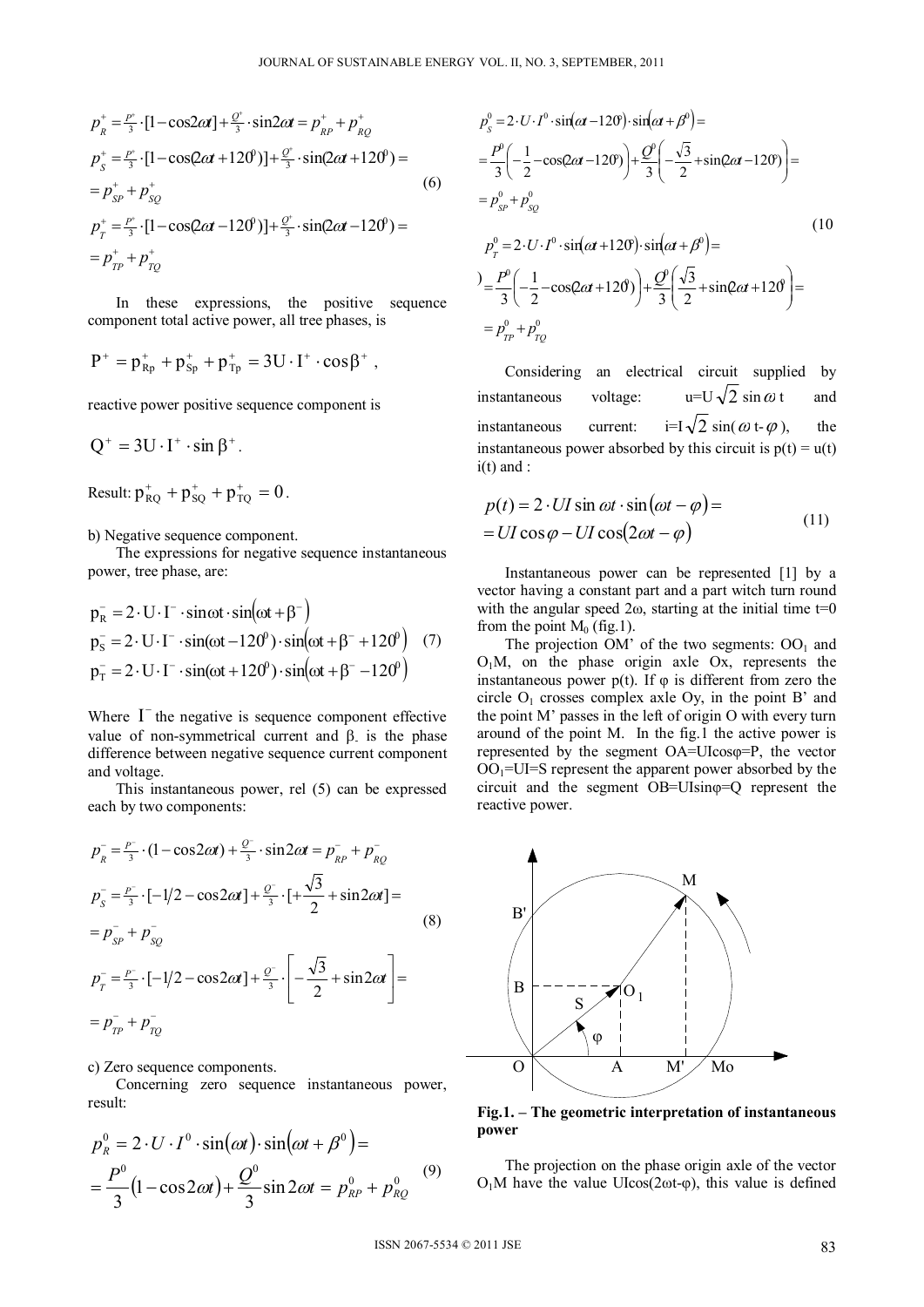$$p_R^+ = \tfrac{P^+}{3}\cdot[1-\cos 2\omega t] + \tfrac{Q^+}{3}\cdot \sin 2\omega t = p_{RP}^+ + p_{RQ}^+$$
$$p_S^+ = \tfrac{P^+}{3}\cdot[1-\cos(2\omega t + 120^0)] + \tfrac{Q^+}{3}\cdot \sin(2\omega t + 120^0) =$$
$$= p_{SP}^+ + p_{SQ}^+ \tag{6}$$
$$p_T^+ = \tfrac{P^+}{3}\cdot[1-\cos(2\omega t - 120^0)] + \tfrac{Q^+}{3}\cdot \sin(2\omega t - 120^0) =$$
$$= p_{TP}^+ + p_{TQ}^+$$

In these expressions, the positive sequence component total active power, all tree phases, is

$$P^+ = p_{Rp}^+ + p_{Sp}^+ + p_{Tp}^+ = 3U\cdot I^+ \cdot \cos\beta^+ ,$$

reactive power positive sequence component is

$$Q^+ = 3U\cdot I^+ \cdot \sin\beta^+ .$$

Result: $p_{RQ}^+ + p_{SQ}^+ + p_{TQ}^+ = 0$.

b) Negative sequence component.

The expressions for negative sequence instantaneous power, tree phase, are:

$$p_R^- = 2\cdot U\cdot I^- \cdot \sin\omega t \cdot \sin(\omega t + \beta^-)$$
$$p_S^- = 2\cdot U\cdot I^- \cdot \sin(\omega t - 120^0)\cdot \sin(\omega t + \beta^- + 120^0) \tag{7}$$
$$p_T^- = 2\cdot U\cdot I^- \cdot \sin(\omega t + 120^0)\cdot \sin(\omega t + \beta^- - 120^0)$$

Where $I^-$ the negative is sequence component effective value of non-symmetrical current and $\beta_-$ is the phase difference between negative sequence current component and voltage.

This instantaneous power, rel (5) can be expressed each by two components:

$$p_R^- = \tfrac{P^-}{3}\cdot(1-\cos 2\omega t) + \tfrac{Q^-}{3}\cdot \sin 2\omega t = p_{RP}^- + p_{RQ}^-$$
$$p_S^- = \tfrac{P^-}{3}\cdot[-1/2 - \cos 2\omega t] + \tfrac{Q^-}{3}\cdot[+\frac{\sqrt{3}}{2} + \sin 2\omega t] =$$
$$= p_{SP}^- + p_{SQ}^- \tag{8}$$
$$p_T^- = \tfrac{P^-}{3}\cdot[-1/2 - \cos 2\omega t] + \tfrac{Q^-}{3}\cdot\left[-\frac{\sqrt{3}}{2} + \sin 2\omega t\right] =$$
$$= p_{TP}^- + p_{TQ}^-$$

c) Zero sequence components.

Concerning zero sequence instantaneous power, result:

$$p_R^0 = 2\cdot U\cdot I^0 \cdot \sin(\omega t)\cdot \sin(\omega t + \beta^0) =$$
$$= \frac{P^0}{3}(1-\cos 2\omega t) + \frac{Q^0}{3}\sin 2\omega t = p_{RP}^0 + p_{RQ}^0 \tag{9}$$

$$p_S^0 = 2\cdot U\cdot I^0 \cdot \sin(\omega t - 120^0)\cdot \sin(\omega t + \beta^0) =$$
$$= \frac{P^0}{3}\left(-\frac{1}{2} - \cos(2\omega t - 120^0)\right) + \frac{Q^0}{3}\left(-\frac{\sqrt{3}}{2} + \sin(2\omega t - 120^0)\right) =$$
$$= p_{SP}^0 + p_{SQ}^0$$
$$p_T^0 = 2\cdot U\cdot I^0 \cdot \sin(\omega t + 120^0)\cdot \sin(\omega t + \beta^0) = \tag{10}$$
$$= \frac{P^0}{3}\left(-\frac{1}{2} - \cos(2\omega t + 120^0)\right) + \frac{Q^0}{3}\left(\frac{\sqrt{3}}{2} + \sin(2\omega t + 120^0)\right) =$$
$$= p_{TP}^0 + p_{TQ}^0$$

Considering an electrical circuit supplied by instantaneous voltage: $u = U\sqrt{2}\sin\omega t$ and instantaneous current: $i = I\sqrt{2}\sin(\omega t - \varphi)$, the instantaneous power absorbed by this circuit is $p(t) = u(t)\, i(t)$ and :

$$p(t) = 2\cdot UI\sin\omega t\cdot \sin(\omega t - \varphi) =$$
$$= UI\cos\varphi - UI\cos(2\omega t - \varphi) \tag{11}$$

Instantaneous power can be represented [1] by a vector having a constant part and a part witch turn round with the angular speed 2ω, starting at the initial time t=0 from the point $M_0$ (fig.1).

The projection OM' of the two segments: $OO_1$ and $O_1M$, on the phase origin axle Ox, represents the instantaneous power p(t). If φ is different from zero the circle $O_1$ crosses complex axle Oy, in the point B' and the point M' passes in the left of origin O with every turn around of the point M. In the fig.1 the active power is represented by the segment $OA = UI\cos\varphi = P$, the vector $OO_1 = UI = S$ represent the apparent power absorbed by the circuit and the segment $OB = UI\sin\varphi = Q$ represent the reactive power.

M
B'
B
O 1
S
φ
O
A
M'
Mo

**Fig.1. – The geometric interpretation of instantaneous power**

The projection on the phase origin axle of the vector $O_1M$ have the value $UI\cos(2\omega t - \varphi)$, this value is defined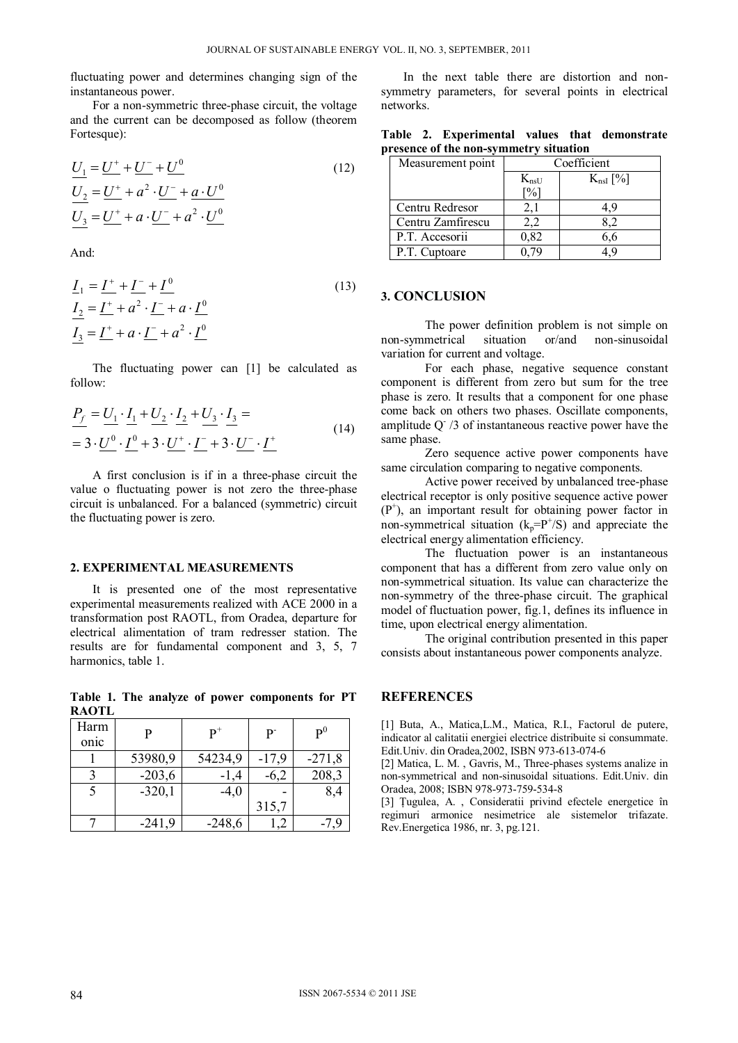fluctuating power and determines changing sign of the instantaneous power.

For a non-symmetric three-phase circuit, the voltage and the current can be decomposed as follow (theorem Fortesque):

$$
\begin{aligned}
\underline{U}_1 &= \underline{U}^+ + \underline{U}^- + \underline{U}^0 \\
\underline{U}_2 &= \underline{U}^+ + a^2 \cdot \underline{U}^- + \underline{a} \cdot \underline{U}^0 \\
\underline{U}_3 &= \underline{U}^+ + a \cdot \underline{U}^- + a^2 \cdot \underline{U}^0
\end{aligned} \tag{12}
$$

And:

$$
\begin{aligned}
\underline{I}_1 &= \underline{I}^+ + \underline{I}^- + \underline{I}^0 \\
\underline{I}_2 &= \underline{I}^+ + a^2 \cdot \underline{I}^- + a \cdot \underline{I}^0 \\
\underline{I}_3 &= \underline{I}^+ + a \cdot \underline{I}^- + a^2 \cdot \underline{I}^0
\end{aligned} \tag{13}
$$

The fluctuating power can [1] be calculated as follow:

$$
\begin{aligned}
\underline{P}_f &= \underline{U}_1 \cdot \underline{I}_1 + \underline{U}_2 \cdot \underline{I}_2 + \underline{U}_3 \cdot \underline{I}_3 = \\
&= 3 \cdot \underline{U}^0 \cdot \underline{I}^0 + 3 \cdot \underline{U}^+ \cdot \underline{I}^- + 3 \cdot \underline{U}^- \cdot \underline{I}^+
\end{aligned} \tag{14}
$$

A first conclusion is if in a three-phase circuit the value o fluctuating power is not zero the three-phase circuit is unbalanced. For a balanced (symmetric) circuit the fluctuating power is zero.

## 2. EXPERIMENTAL MEASUREMENTS

It is presented one of the most representative experimental measurements realized with ACE 2000 in a transformation post RAOTL, from Oradea, departure for electrical alimentation of tram redresser station. The results are for fundamental component and 3, 5, 7 harmonics, table 1.

**Table 1. The analyze of power components for PT RAOTL**

| Harmonic | P | $P^+$ | $P^-$ | $P^0$ |
|---|---|---|---|---|
| 1 | 53980,9 | 54234,9 | -17,9 | -271,8 |
| 3 | -203,6 | -1,4 | -6,2 | 208,3 |
| 5 | -320,1 | -4,0 | -315,7 | 8,4 |
| 7 | -241,9 | -248,6 | 1,2 | -7,9 |

In the next table there are distortion and non-symmetry parameters, for several points in electrical networks.

**Table 2. Experimental values that demonstrate presence of the non-symmetry situation**

| Measurement point | Coefficient | |
|---|---|---|
| | $K_{nsU}$ [%] | $K_{nsI}$ [%] |
| Centru Redresor | 2,1 | 4,9 |
| Centru Zamfirescu | 2,2 | 8,2 |
| P.T. Accesorii | 0,82 | 6,6 |
| P.T. Cuptoare | 0,79 | 4,9 |

## 3. CONCLUSION

The power definition problem is not simple on non-symmetrical situation or/and non-sinusoidal variation for current and voltage.

For each phase, negative sequence constant component is different from zero but sum for the tree phase is zero. It results that a component for one phase come back on others two phases. Oscillate components, amplitude $Q^-/3$ of instantaneous reactive power have the same phase.

Zero sequence active power components have same circulation comparing to negative components.

Active power received by unbalanced tree-phase electrical receptor is only positive sequence active power ($P^+$), an important result for obtaining power factor in non-symmetrical situation ($k_p=P^+/S$) and appreciate the electrical energy alimentation efficiency.

The fluctuation power is an instantaneous component that has a different from zero value only on non-symmetrical situation. Its value can characterize the non-symmetry of the three-phase circuit. The graphical model of fluctuation power, fig.1, defines its influence in time, upon electrical energy alimentation.

The original contribution presented in this paper consists about instantaneous power components analyze.

## REFERENCES

[1] Buta, A., Matica,L.M., Matica, R.I., Factorul de putere, indicator al calitatii energiei electrice distribuite si consummate. Edit.Univ. din Oradea,2002, ISBN 973-613-074-6

[2] Matica, L. M. , Gavris, M., Three-phases systems analize in non-symmetrical and non-sinusoidal situations. Edit.Univ. din Oradea, 2008; ISBN 978-973-759-534-8

[3] Ţugulea, A. , Consideratii privind efectele energetice în regimuri armonice nesimetrice ale sistemelor trifazate. Rev.Energetica 1986, nr. 3, pg.121.